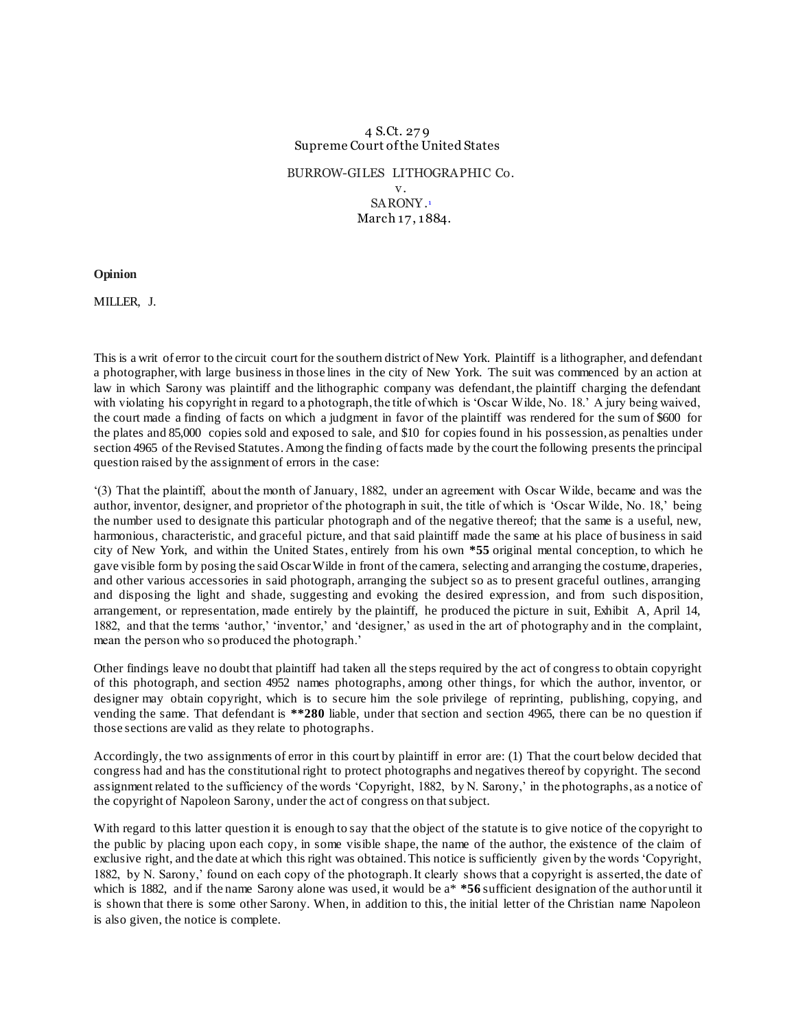4 S.Ct. 279
Supreme Court of the United States

BURROW-GILES LITHOGRAPHIC Co.
v.
SARONY.[1]
March 17, 1884.

**Opinion**

MILLER, J.

This is a writ of error to the circuit court for the southern district of New York. Plaintiff is a lithographer, and defendant a photographer, with large business in those lines in the city of New York. The suit was commenced by an action at law in which Sarony was plaintiff and the lithographic company was defendant, the plaintiff charging the defendant with violating his copyright in regard to a photograph, the title of which is 'Oscar Wilde, No. 18.' A jury being waived, the court made a finding of facts on which a judgment in favor of the plaintiff was rendered for the sum of $600 for the plates and 85,000 copies sold and exposed to sale, and $10 for copies found in his possession, as penalties under section 4965 of the Revised Statutes. Among the finding of facts made by the court the following presents the principal question raised by the assignment of errors in the case:

'(3) That the plaintiff, about the month of January, 1882, under an agreement with Oscar Wilde, became and was the author, inventor, designer, and proprietor of the photograph in suit, the title of which is 'Oscar Wilde, No. 18,' being the number used to designate this particular photograph and of the negative thereof; that the same is a useful, new, harmonious, characteristic, and graceful picture, and that said plaintiff made the same at his place of business in said city of New York, and within the United States, entirely from his own **\*55** original mental conception, to which he gave visible form by posing the said Oscar Wilde in front of the camera, selecting and arranging the costume, draperies, and other various accessories in said photograph, arranging the subject so as to present graceful outlines, arranging and disposing the light and shade, suggesting and evoking the desired expression, and from such disposition, arrangement, or representation, made entirely by the plaintiff, he produced the picture in suit, Exhibit A, April 14, 1882, and that the terms 'author,' 'inventor,' and 'designer,' as used in the art of photography and in the complaint, mean the person who so produced the photograph.'

Other findings leave no doubt that plaintiff had taken all the steps required by the act of congress to obtain copyright of this photograph, and section 4952 names photographs, among other things, for which the author, inventor, or designer may obtain copyright, which is to secure him the sole privilege of reprinting, publishing, copying, and vending the same. That defendant is **\*\*280** liable, under that section and section 4965, there can be no question if those sections are valid as they relate to photographs.

Accordingly, the two assignments of error in this court by plaintiff in error are: (1) That the court below decided that congress had and has the constitutional right to protect photographs and negatives thereof by copyright. The second assignment related to the sufficiency of the words 'Copyright, 1882, by N. Sarony,' in the photographs, as a notice of the copyright of Napoleon Sarony, under the act of congress on that subject.

With regard to this latter question it is enough to say that the object of the statute is to give notice of the copyright to the public by placing upon each copy, in some visible shape, the name of the author, the existence of the claim of exclusive right, and the date at which this right was obtained. This notice is sufficiently given by the words 'Copyright, 1882, by N. Sarony,' found on each copy of the photograph. It clearly shows that a copyright is asserted, the date of which is 1882, and if the name Sarony alone was used, it would be a\* **\*56** sufficient designation of the author until it is shown that there is some other Sarony. When, in addition to this, the initial letter of the Christian name Napoleon is also given, the notice is complete.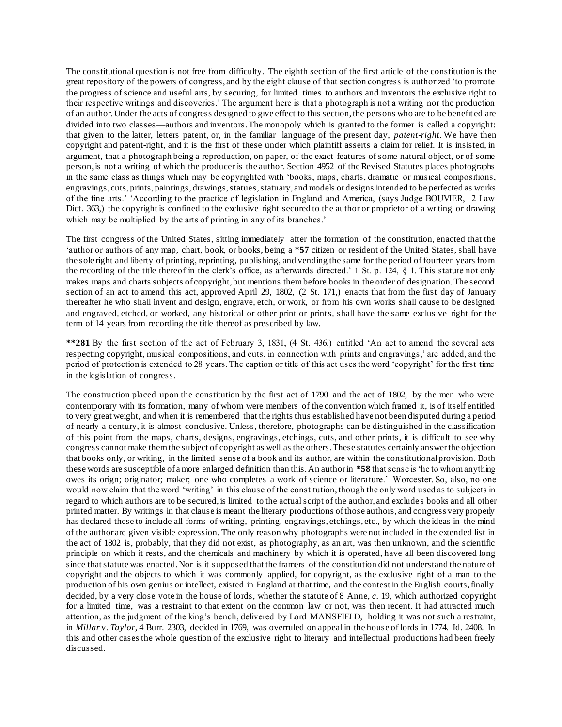The constitutional question is not free from difficulty. The eighth section of the first article of the constitution is the great repository of the powers of congress, and by the eight clause of that section congress is authorized 'to promote the progress of science and useful arts, by securing, for limited times to authors and inventors the exclusive right to their respective writings and discoveries.' The argument here is that a photograph is not a writing nor the production of an author. Under the acts of congress designed to give effect to this section, the persons who are to be benefited are divided into two classes—authors and inventors. The monopoly which is granted to the former is called a copyright: that given to the latter, letters patent, or, in the familiar language of the present day, *patent-right*. We have then copyright and patent-right, and it is the first of these under which plaintiff asserts a claim for relief. It is insisted, in argument, that a photograph being a reproduction, on paper, of the exact features of some natural object, or of some person, is not a writing of which the producer is the author. Section 4952 of the Revised Statutes places photographs in the same class as things which may be copyrighted with 'books, maps, charts, dramatic or musical compositions, engravings, cuts, prints, paintings, drawings, statues, statuary, and models or designs intended to be perfected as works of the fine arts.' 'According to the practice of legislation in England and America, (says Judge BOUVIER, 2 Law Dict. 363,) the copyright is confined to the exclusive right secured to the author or proprietor of a writing or drawing which may be multiplied by the arts of printing in any of its branches.'

The first congress of the United States, sitting immediately after the formation of the constitution, enacted that the 'author or authors of any map, chart, book, or books, being a **\*57** citizen or resident of the United States, shall have the sole right and liberty of printing, reprinting, publishing, and vending the same for the period of fourteen years from the recording of the title thereof in the clerk's office, as afterwards directed.' 1 St. p. 124, § 1. This statute not only makes maps and charts subjects of copyright, but mentions them before books in the order of designation. The second section of an act to amend this act, approved April 29, 1802, (2 St. 171,) enacts that from the first day of January thereafter he who shall invent and design, engrave, etch, or work, or from his own works shall cause to be designed and engraved, etched, or worked, any historical or other print or prints, shall have the same exclusive right for the term of 14 years from recording the title thereof as prescribed by law.

**\*\*281** By the first section of the act of February 3, 1831, (4 St. 436,) entitled 'An act to amend the several acts respecting copyright, musical compositions, and cuts, in connection with prints and engravings,' are added, and the period of protection is extended to 28 years. The caption or title of this act uses the word 'copyright' for the first time in the legislation of congress.

The construction placed upon the constitution by the first act of 1790 and the act of 1802, by the men who were contemporary with its formation, many of whom were members of the convention which framed it, is of itself entitled to very great weight, and when it is remembered that the rights thus established have not been disputed during a period of nearly a century, it is almost conclusive. Unless, therefore, photographs can be distinguished in the classification of this point from the maps, charts, designs, engravings, etchings, cuts, and other prints, it is difficult to see why congress cannot make them the subject of copyright as well as the others. These statutes certainly answer the objection that books only, or writing, in the limited sense of a book and its author, are within the constitutional provision. Both these words are susceptible of a more enlarged definition than this. An author in **\*58** that sense is 'he to whom anything owes its origin; originator; maker; one who completes a work of science or literature.' Worcester. So, also, no one would now claim that the word 'writing' in this clause of the constitution, though the only word used as to subjects in regard to which authors are to be secured, is limited to the actual script of the author, and excludes books and all other printed matter. By writings in that clause is meant the literary productions of those authors, and congress very properly has declared these to include all forms of writing, printing, engravings, etchings, etc., by which the ideas in the mind of the author are given visible expression. The only reason why photographs were not included in the extended list in the act of 1802 is, probably, that they did not exist, as photography, as an art, was then unknown, and the scientific principle on which it rests, and the chemicals and machinery by which it is operated, have all been discovered long since that statute was enacted. Nor is it supposed that the framers of the constitution did not understand the nature of copyright and the objects to which it was commonly applied, for copyright, as the exclusive right of a man to the production of his own genius or intellect, existed in England at that time, and the contest in the English courts, finally decided, by a very close vote in the house of lords, whether the statute of 8 Anne, *c*. 19, which authorized copyright for a limited time, was a restraint to that extent on the common law or not, was then recent. It had attracted much attention, as the judgment of the king's bench, delivered by Lord MANSFIELD, holding it was not such a restraint, in *Millar* v. *Taylor*, 4 Burr. 2303, decided in 1769, was overruled on appeal in the house of lords in 1774. Id. 2408. In this and other cases the whole question of the exclusive right to literary and intellectual productions had been freely discussed.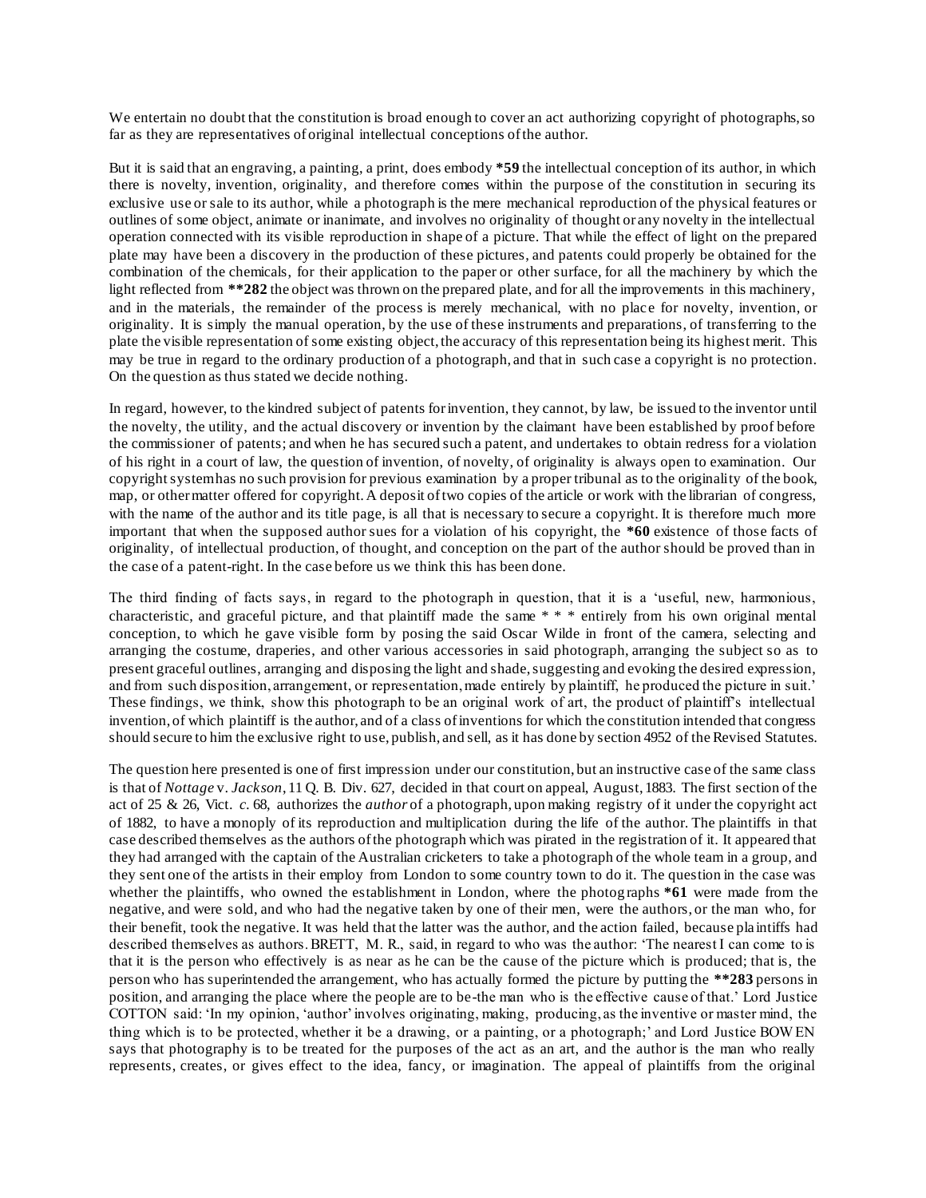We entertain no doubt that the constitution is broad enough to cover an act authorizing copyright of photographs, so far as they are representatives of original intellectual conceptions of the author.

But it is said that an engraving, a painting, a print, does embody **\*59** the intellectual conception of its author, in which there is novelty, invention, originality, and therefore comes within the purpose of the constitution in securing its exclusive use or sale to its author, while a photograph is the mere mechanical reproduction of the physical features or outlines of some object, animate or inanimate, and involves no originality of thought or any novelty in the intellectual operation connected with its visible reproduction in shape of a picture. That while the effect of light on the prepared plate may have been a discovery in the production of these pictures, and patents could properly be obtained for the combination of the chemicals, for their application to the paper or other surface, for all the machinery by which the light reflected from **\*\*282** the object was thrown on the prepared plate, and for all the improvements in this machinery, and in the materials, the remainder of the process is merely mechanical, with no place for novelty, invention, or originality. It is simply the manual operation, by the use of these instruments and preparations, of transferring to the plate the visible representation of some existing object, the accuracy of this representation being its highest merit. This may be true in regard to the ordinary production of a photograph, and that in such case a copyright is no protection. On the question as thus stated we decide nothing.

In regard, however, to the kindred subject of patents for invention, they cannot, by law, be issued to the inventor until the novelty, the utility, and the actual discovery or invention by the claimant have been established by proof before the commissioner of patents; and when he has secured such a patent, and undertakes to obtain redress for a violation of his right in a court of law, the question of invention, of novelty, of originality is always open to examination. Our copyright system has no such provision for previous examination by a proper tribunal as to the originality of the book, map, or other matter offered for copyright. A deposit of two copies of the article or work with the librarian of congress, with the name of the author and its title page, is all that is necessary to secure a copyright. It is therefore much more important that when the supposed author sues for a violation of his copyright, the **\*60** existence of those facts of originality, of intellectual production, of thought, and conception on the part of the author should be proved than in the case of a patent-right. In the case before us we think this has been done.

The third finding of facts says, in regard to the photograph in question, that it is a 'useful, new, harmonious, characteristic, and graceful picture, and that plaintiff made the same * * * entirely from his own original mental conception, to which he gave visible form by posing the said Oscar Wilde in front of the camera, selecting and arranging the costume, draperies, and other various accessories in said photograph, arranging the subject so as to present graceful outlines, arranging and disposing the light and shade, suggesting and evoking the desired expression, and from such disposition, arrangement, or representation, made entirely by plaintiff, he produced the picture in suit.' These findings, we think, show this photograph to be an original work of art, the product of plaintiff's intellectual invention, of which plaintiff is the author, and of a class of inventions for which the constitution intended that congress should secure to him the exclusive right to use, publish, and sell, as it has done by section 4952 of the Revised Statutes.

The question here presented is one of first impression under our constitution, but an instructive case of the same class is that of *Nottage* v. *Jackson*, 11 Q. B. Div. 627, decided in that court on appeal, August, 1883. The first section of the act of 25 & 26, Vict. *c*. 68, authorizes the *author* of a photograph, upon making registry of it under the copyright act of 1882, to have a monopoly of its reproduction and multiplication during the life of the author. The plaintiffs in that case described themselves as the authors of the photograph which was pirated in the registration of it. It appeared that they had arranged with the captain of the Australian cricketers to take a photograph of the whole team in a group, and they sent one of the artists in their employ from London to some country town to do it. The question in the case was whether the plaintiffs, who owned the establishment in London, where the photographs **\*61** were made from the negative, and were sold, and who had the negative taken by one of their men, were the authors, or the man who, for their benefit, took the negative. It was held that the latter was the author, and the action failed, because plaintiffs had described themselves as authors. BRETT, M. R., said, in regard to who was the author: 'The nearest I can come to is that it is the person who effectively is as near as he can be the cause of the picture which is produced; that is, the person who has superintended the arrangement, who has actually formed the picture by putting the **\*\*283** persons in position, and arranging the place where the people are to be-the man who is the effective cause of that.' Lord Justice COTTON said: 'In my opinion, 'author' involves originating, making, producing, as the inventive or master mind, the thing which is to be protected, whether it be a drawing, or a painting, or a photograph;' and Lord Justice BOWEN says that photography is to be treated for the purposes of the act as an art, and the author is the man who really represents, creates, or gives effect to the idea, fancy, or imagination. The appeal of plaintiffs from the original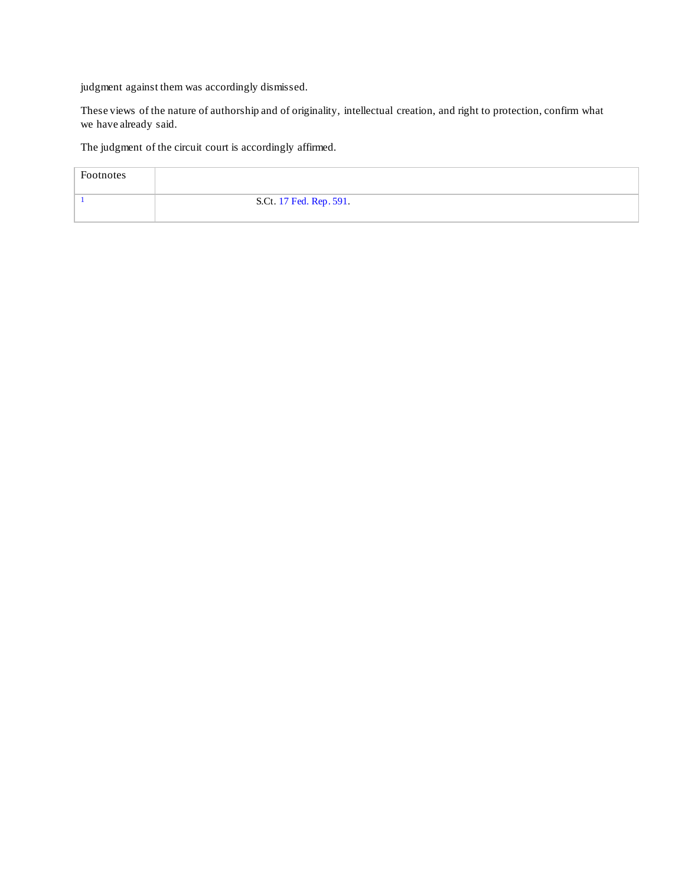judgment against them was accordingly dismissed.

These views of the nature of authorship and of originality, intellectual creation, and right to protection, confirm what we have already said.

The judgment of the circuit court is accordingly affirmed.

| Footnotes | |
|---|---|
| 1 | S.Ct. 17 Fed. Rep. 591. |